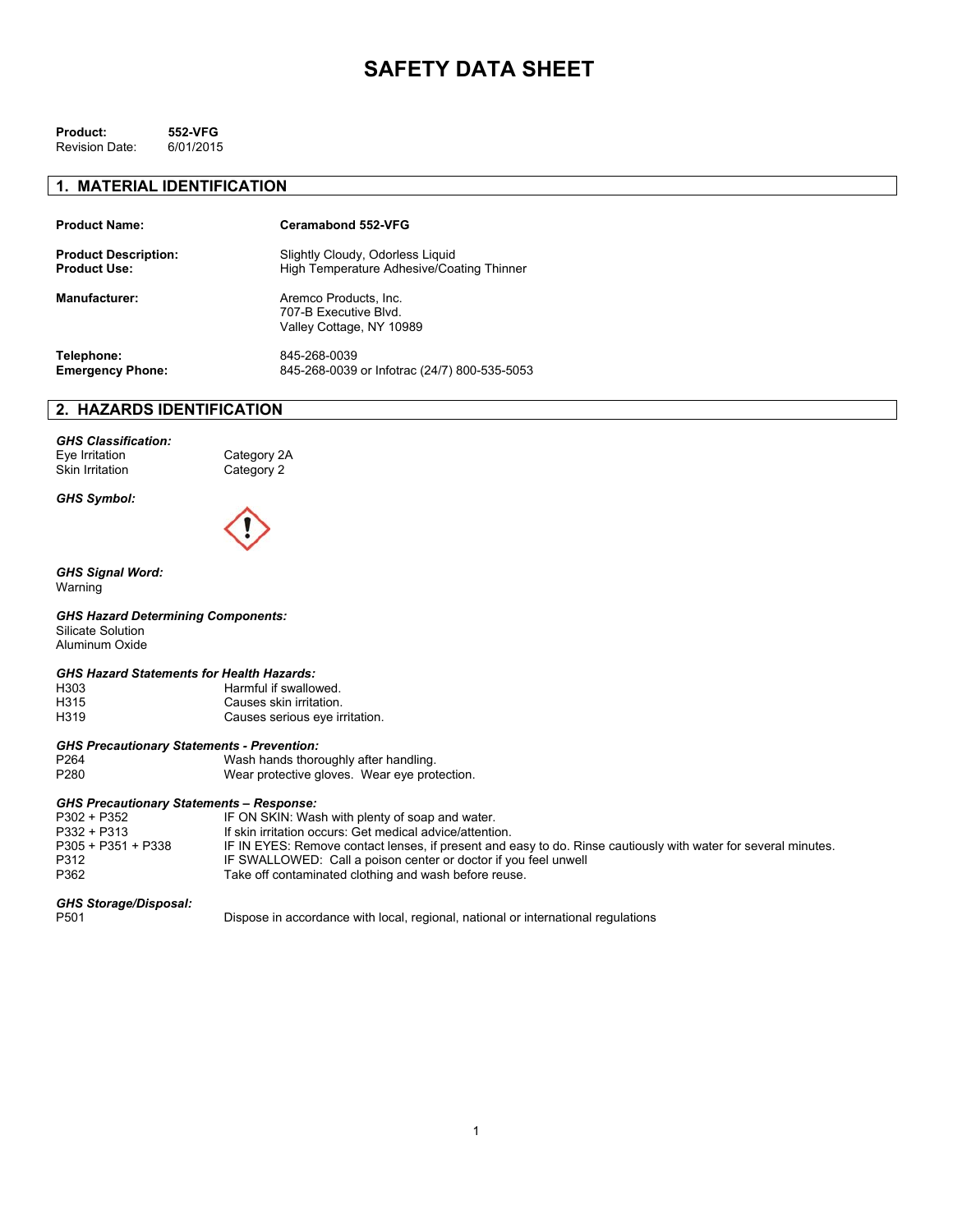# SAFETY DATA SHEET

**Product:** **552-VFG**
Revision Date: 6/01/2015

## 1. MATERIAL IDENTIFICATION

| | |
|---|---|
| **Product Name:** | **Ceramabond 552-VFG** |
| **Product Description:** | Slightly Cloudy, Odorless Liquid |
| **Product Use:** | High Temperature Adhesive/Coating Thinner |
| **Manufacturer:** | Aremco Products, Inc.<br>707-B Executive Blvd.<br>Valley Cottage, NY 10989 |
| **Telephone:** | 845-268-0039 |
| **Emergency Phone:** | 845-268-0039 or Infotrac (24/7) 800-535-5053 |

## 2. HAZARDS IDENTIFICATION

***GHS Classification:***

| | |
|---|---|
| Eye Irritation | Category 2A |
| Skin Irritation | Category 2 |

***GHS Symbol:***

***GHS Signal Word:***
Warning

***GHS Hazard Determining Components:***
Silicate Solution
Aluminum Oxide

***GHS Hazard Statements for Health Hazards:***

| | |
|---|---|
| H303 | Harmful if swallowed. |
| H315 | Causes skin irritation. |
| H319 | Causes serious eye irritation. |

***GHS Precautionary Statements - Prevention:***

| | |
|---|---|
| P264 | Wash hands thoroughly after handling. |
| P280 | Wear protective gloves. Wear eye protection. |

***GHS Precautionary Statements – Response:***

| | |
|---|---|
| P302 + P352 | IF ON SKIN: Wash with plenty of soap and water. |
| P332 + P313 | If skin irritation occurs: Get medical advice/attention. |
| P305 + P351 + P338 | IF IN EYES: Remove contact lenses, if present and easy to do. Rinse cautiously with water for several minutes. |
| P312 | IF SWALLOWED: Call a poison center or doctor if you feel unwell |
| P362 | Take off contaminated clothing and wash before reuse. |

***GHS Storage/Disposal:***

| | |
|---|---|
| P501 | Dispose in accordance with local, regional, national or international regulations |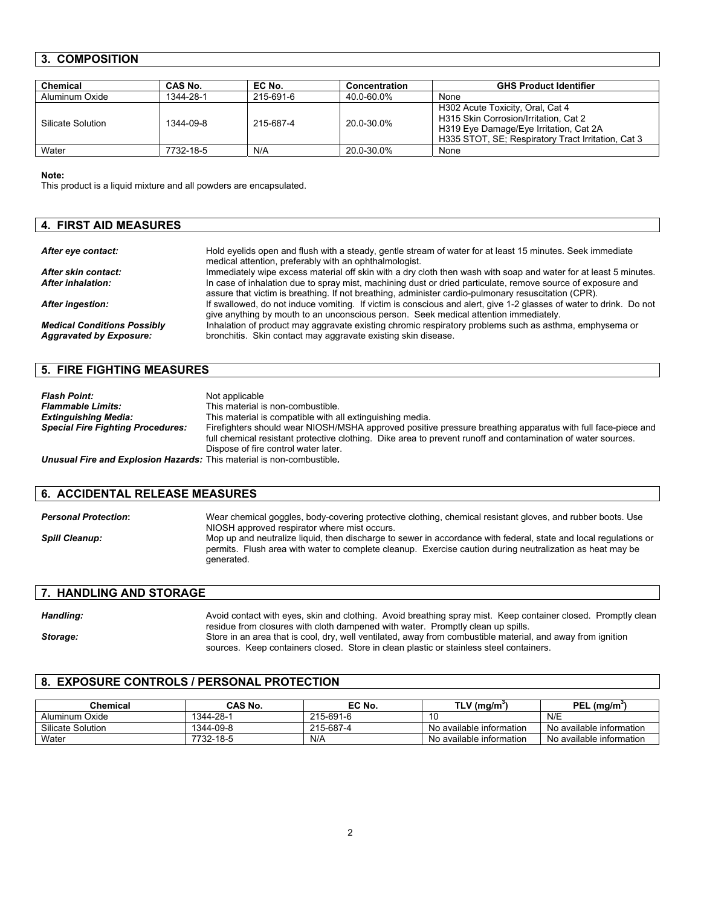## 3. COMPOSITION

| Chemical | CAS No. | EC No. | Concentration | GHS Product Identifier |
|---|---|---|---|---|
| Aluminum Oxide | 1344-28-1 | 215-691-6 | 40.0-60.0% | None |
| Silicate Solution | 1344-09-8 | 215-687-4 | 20.0-30.0% | H302 Acute Toxicity, Oral, Cat 4<br>H315 Skin Corrosion/Irritation, Cat 2<br>H319 Eye Damage/Eye Irritation, Cat 2A<br>H335 STOT, SE; Respiratory Tract Irritation, Cat 3 |
| Water | 7732-18-5 | N/A | 20.0-30.0% | None |

**Note:**
This product is a liquid mixture and all powders are encapsulated.

## 4. FIRST AID MEASURES

***After eye contact:*** Hold eyelids open and flush with a steady, gentle stream of water for at least 15 minutes. Seek immediate medical attention, preferably with an ophthalmologist.

***After skin contact:*** Immediately wipe excess material off skin with a dry cloth then wash with soap and water for at least 5 minutes.

***After inhalation:*** In case of inhalation due to spray mist, machining dust or dried particulate, remove source of exposure and assure that victim is breathing. If not breathing, administer cardio-pulmonary resuscitation (CPR).

***After ingestion:*** If swallowed, do not induce vomiting. If victim is conscious and alert, give 1-2 glasses of water to drink. Do not give anything by mouth to an unconscious person. Seek medical attention immediately.

***Medical Conditions Possibly Aggravated by Exposure:*** Inhalation of product may aggravate existing chromic respiratory problems such as asthma, emphysema or bronchitis. Skin contact may aggravate existing skin disease.

## 5. FIRE FIGHTING MEASURES

***Flash Point:*** Not applicable

***Flammable Limits:*** This material is non-combustible.

***Extinguishing Media:*** This material is compatible with all extinguishing media.

***Special Fire Fighting Procedures:*** Firefighters should wear NIOSH/MSHA approved positive pressure breathing apparatus with full face-piece and full chemical resistant protective clothing. Dike area to prevent runoff and contamination of water sources. Dispose of fire control water later.

***Unusual Fire and Explosion Hazards:*** This material is non-combustible**.**

## 6. ACCIDENTAL RELEASE MEASURES

***Personal Protection*:** Wear chemical goggles, body-covering protective clothing, chemical resistant gloves, and rubber boots. Use NIOSH approved respirator where mist occurs.

***Spill Cleanup:*** Mop up and neutralize liquid, then discharge to sewer in accordance with federal, state and local regulations or permits. Flush area with water to complete cleanup. Exercise caution during neutralization as heat may be generated.

## 7. HANDLING AND STORAGE

***Handling:*** Avoid contact with eyes, skin and clothing. Avoid breathing spray mist. Keep container closed. Promptly clean residue from closures with cloth dampened with water. Promptly clean up spills.

***Storage:*** Store in an area that is cool, dry, well ventilated, away from combustible material, and away from ignition sources. Keep containers closed. Store in clean plastic or stainless steel containers.

## 8. EXPOSURE CONTROLS / PERSONAL PROTECTION

| Chemical | CAS No. | EC No. | TLV (mg/m$^3$) | PEL (mg/m$^3$) |
|---|---|---|---|---|
| Aluminum Oxide | 1344-28-1 | 215-691-6 | 10 | N/E |
| Silicate Solution | 1344-09-8 | 215-687-4 | No available information | No available information |
| Water | 7732-18-5 | N/A | No available information | No available information |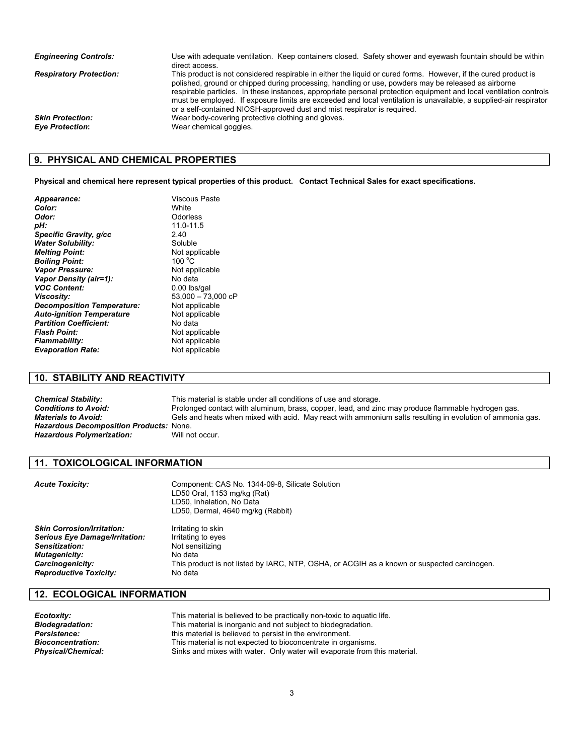***Engineering Controls:*** Use with adequate ventilation. Keep containers closed. Safety shower and eyewash fountain should be within direct access.

***Respiratory Protection:*** This product is not considered respirable in either the liquid or cured forms. However, if the cured product is polished, ground or chipped during processing, handling or use, powders may be released as airborne respirable particles. In these instances, appropriate personal protection equipment and local ventilation controls must be employed. If exposure limits are exceeded and local ventilation is unavailable, a supplied-air respirator or a self-contained NIOSH-approved dust and mist respirator is required.

***Skin Protection:*** Wear body-covering protective clothing and gloves.

***Eye Protection*:** Wear chemical goggles.

## 9. PHYSICAL AND CHEMICAL PROPERTIES

**Physical and chemical here represent typical properties of this product. Contact Technical Sales for exact specifications.**

| | |
|---|---|
| ***Appearance:*** | Viscous Paste |
| ***Color:*** | White |
| ***Odor:*** | Odorless |
| ***pH:*** | 11.0-11.5 |
| ***Specific Gravity, g/cc*** | 2.40 |
| ***Water Solubility:*** | Soluble |
| ***Melting Point:*** | Not applicable |
| ***Boiling Point:*** | 100 °C |
| ***Vapor Pressure:*** | Not applicable |
| ***Vapor Density (air=1):*** | No data |
| ***VOC Content:*** | 0.00 lbs/gal |
| ***Viscosity:*** | 53,000 – 73,000 cP |
| ***Decomposition Temperature:*** | Not applicable |
| ***Auto-ignition Temperature*** | Not applicable |
| ***Partition Coefficient:*** | No data |
| ***Flash Point:*** | Not applicable |
| ***Flammability:*** | Not applicable |
| ***Evaporation Rate:*** | Not applicable |

## 10. STABILITY AND REACTIVITY

***Chemical Stability:*** This material is stable under all conditions of use and storage.

***Conditions to Avoid:*** Prolonged contact with aluminum, brass, copper, lead, and zinc may produce flammable hydrogen gas.

***Materials to Avoid:*** Gels and heats when mixed with acid. May react with ammonium salts resulting in evolution of ammonia gas.

***Hazardous Decomposition Products:*** None.

***Hazardous Polymerization:*** Will not occur.

## 11. TOXICOLOGICAL INFORMATION

***Acute Toxicity:*** Component: CAS No. 1344-09-8, Silicate Solution
LD50 Oral, 1153 mg/kg (Rat)
LD50, Inhalation, No Data
LD50, Dermal, 4640 mg/kg (Rabbit)

| | |
|---|---|
| ***Skin Corrosion/Irritation:*** | Irritating to skin |
| ***Serious Eye Damage/Irritation:*** | Irritating to eyes |
| ***Sensitization:*** | Not sensitizing |
| ***Mutagenicity:*** | No data |
| ***Carcinogenicity:*** | This product is not listed by IARC, NTP, OSHA, or ACGIH as a known or suspected carcinogen. |
| ***Reproductive Toxicity:*** | No data |

## 12. ECOLOGICAL INFORMATION

| | |
|---|---|
| ***Ecotoxity:*** | This material is believed to be practically non-toxic to aquatic life. |
| ***Biodegradation:*** | This material is inorganic and not subject to biodegradation. |
| ***Persistence:*** | this material is believed to persist in the environment. |
| ***Bioconcentration:*** | This material is not expected to bioconcentrate in organisms. |
| ***Physical/Chemical:*** | Sinks and mixes with water. Only water will evaporate from this material. |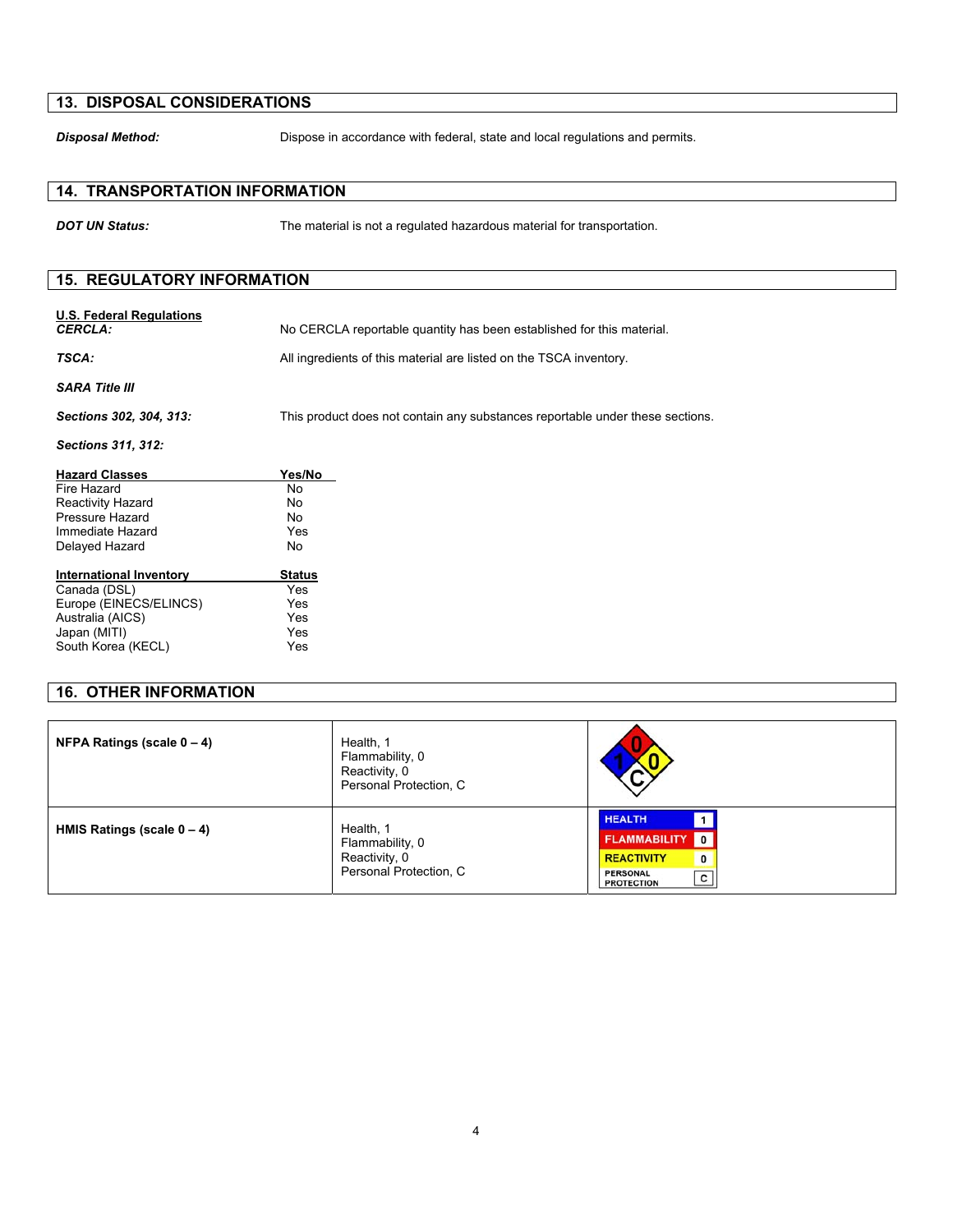## 13. DISPOSAL CONSIDERATIONS

***Disposal Method:*** Dispose in accordance with federal, state and local regulations and permits.

## 14. TRANSPORTATION INFORMATION

***DOT UN Status:*** The material is not a regulated hazardous material for transportation.

## 15. REGULATORY INFORMATION

**U.S. Federal Regulations**

***CERCLA:*** No CERCLA reportable quantity has been established for this material.

***TSCA:*** All ingredients of this material are listed on the TSCA inventory.

***SARA Title III***

***Sections 302, 304, 313:*** This product does not contain any substances reportable under these sections.

***Sections 311, 312:***

| Hazard Classes | Yes/No |
|---|---|
| Fire Hazard | No |
| Reactivity Hazard | No |
| Pressure Hazard | No |
| Immediate Hazard | Yes |
| Delayed Hazard | No |

| International Inventory | Status |
|---|---|
| Canada (DSL) | Yes |
| Europe (EINECS/ELINCS) | Yes |
| Australia (AICS) | Yes |
| Japan (MITI) | Yes |
| South Korea (KECL) | Yes |

## 16. OTHER INFORMATION

| | | |
|---|---|---|
| **NFPA Ratings (scale 0 – 4)** | Health, 1<br>Flammability, 0<br>Reactivity, 0<br>Personal Protection, C | Health 1, Flammability 0, Reactivity 0, C |
| **HMIS Ratings (scale 0 – 4)** | Health, 1<br>Flammability, 0<br>Reactivity, 0<br>Personal Protection, C | HEALTH 1<br>FLAMMABILITY 0<br>REACTIVITY 0<br>PERSONAL PROTECTION C |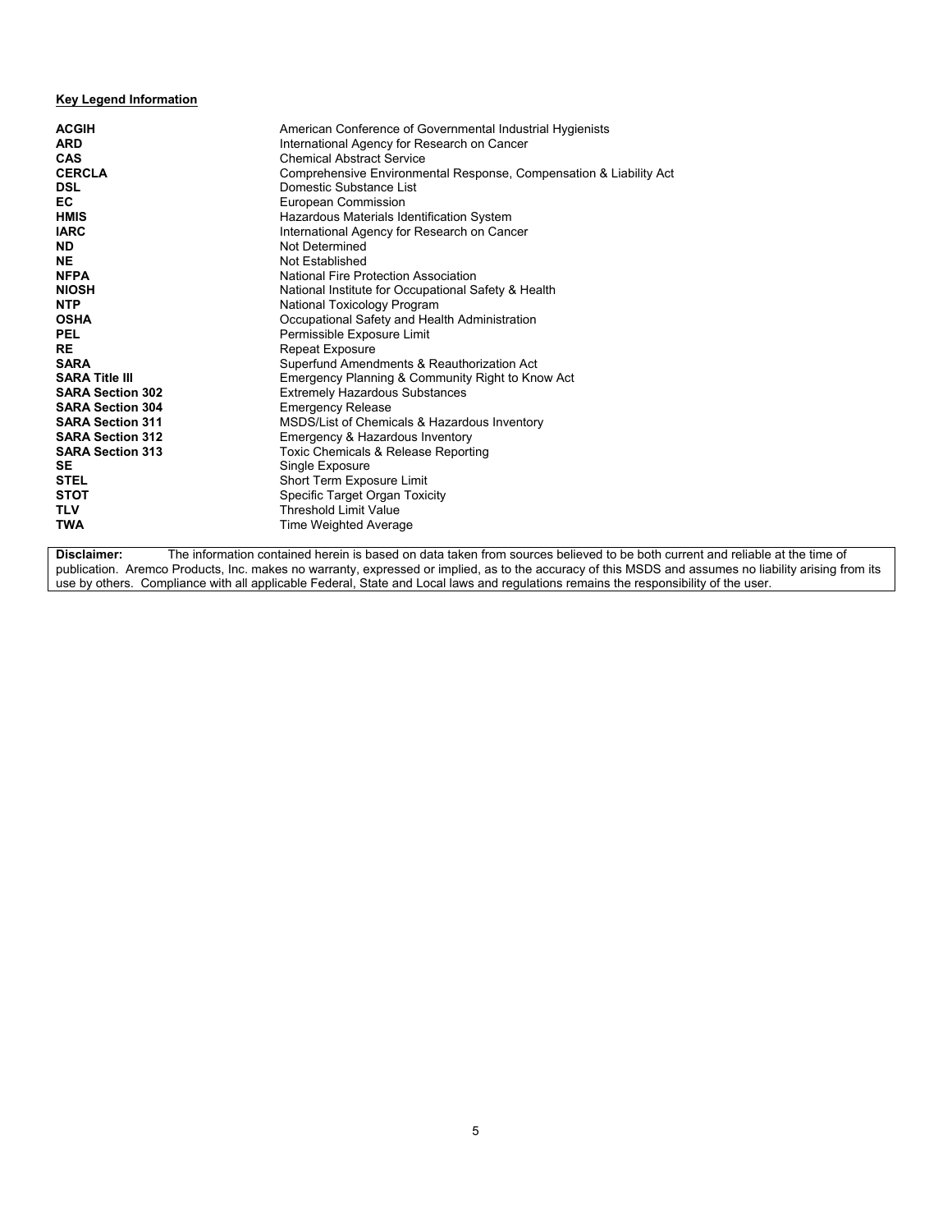**Key Legend Information**

| | |
|---|---|
| **ACGIH** | American Conference of Governmental Industrial Hygienists |
| **ARD** | International Agency for Research on Cancer |
| **CAS** | Chemical Abstract Service |
| **CERCLA** | Comprehensive Environmental Response, Compensation & Liability Act |
| **DSL** | Domestic Substance List |
| **EC** | European Commission |
| **HMIS** | Hazardous Materials Identification System |
| **IARC** | International Agency for Research on Cancer |
| **ND** | Not Determined |
| **NE** | Not Established |
| **NFPA** | National Fire Protection Association |
| **NIOSH** | National Institute for Occupational Safety & Health |
| **NTP** | National Toxicology Program |
| **OSHA** | Occupational Safety and Health Administration |
| **PEL** | Permissible Exposure Limit |
| **RE** | Repeat Exposure |
| **SARA** | Superfund Amendments & Reauthorization Act |
| **SARA Title III** | Emergency Planning & Community Right to Know Act |
| **SARA Section 302** | Extremely Hazardous Substances |
| **SARA Section 304** | Emergency Release |
| **SARA Section 311** | MSDS/List of Chemicals & Hazardous Inventory |
| **SARA Section 312** | Emergency & Hazardous Inventory |
| **SARA Section 313** | Toxic Chemicals & Release Reporting |
| **SE** | Single Exposure |
| **STEL** | Short Term Exposure Limit |
| **STOT** | Specific Target Organ Toxicity |
| **TLV** | Threshold Limit Value |
| **TWA** | Time Weighted Average |

**Disclaimer:** The information contained herein is based on data taken from sources believed to be both current and reliable at the time of publication. Aremco Products, Inc. makes no warranty, expressed or implied, as to the accuracy of this MSDS and assumes no liability arising from its use by others. Compliance with all applicable Federal, State and Local laws and regulations remains the responsibility of the user.